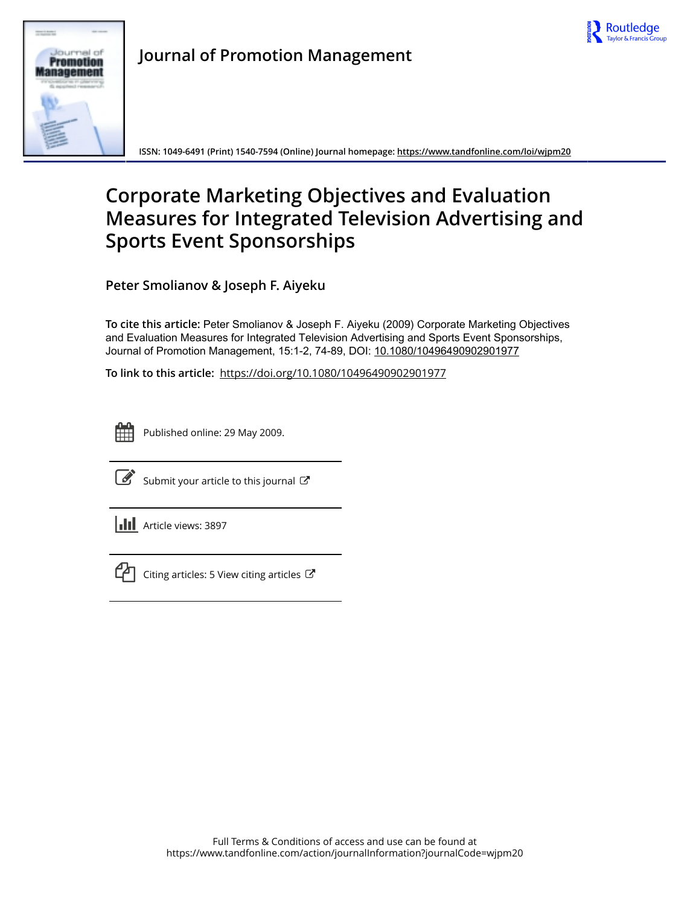Journal of Promotion Management

ISSN: 1049-6491 (Print) 1540-7594 (Online) Journal homepage: https://www.tandfonline.com/loi/wjpm20

# Corporate Marketing Objectives and Evaluation Measures for Integrated Television Advertising and Sports Event Sponsorships

**Peter Smolianov & Joseph F. Aiyeku**

**To cite this article:** Peter Smolianov & Joseph F. Aiyeku (2009) Corporate Marketing Objectives and Evaluation Measures for Integrated Television Advertising and Sports Event Sponsorships, Journal of Promotion Management, 15:1-2, 74-89, DOI: 10.1080/10496490902901977

**To link to this article:** https://doi.org/10.1080/10496490902901977

Published online: 29 May 2009.

Submit your article to this journal

Article views: 3897

Citing articles: 5 View citing articles

Full Terms & Conditions of access and use can be found at https://www.tandfonline.com/action/journalInformation?journalCode=wjpm20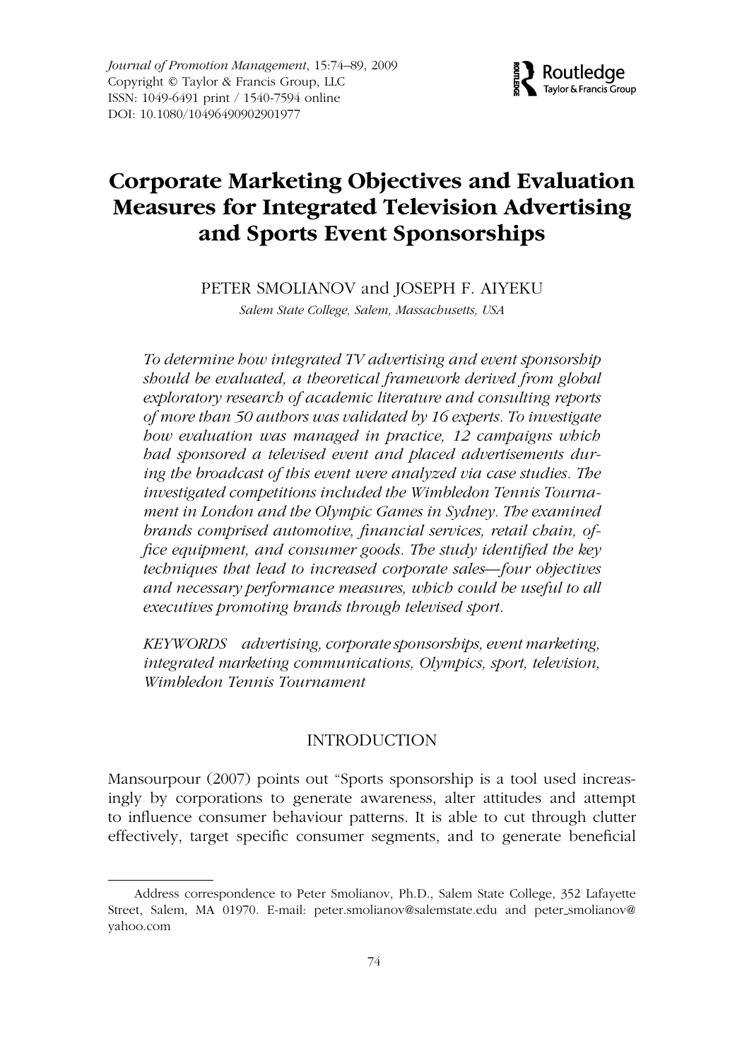# Corporate Marketing Objectives and Evaluation Measures for Integrated Television Advertising and Sports Event Sponsorships

PETER SMOLIANOV and JOSEPH F. AIYEKU

*Salem State College, Salem, Massachusetts, USA*

*To determine how integrated TV advertising and event sponsorship should be evaluated, a theoretical framework derived from global exploratory research of academic literature and consulting reports of more than 50 authors was validated by 16 experts. To investigate how evaluation was managed in practice, 12 campaigns which had sponsored a televised event and placed advertisements during the broadcast of this event were analyzed via case studies. The investigated competitions included the Wimbledon Tennis Tournament in London and the Olympic Games in Sydney. The examined brands comprised automotive, financial services, retail chain, office equipment, and consumer goods. The study identified the key techniques that lead to increased corporate sales—four objectives and necessary performance measures, which could be useful to all executives promoting brands through televised sport.*

*KEYWORDS advertising, corporate sponsorships, event marketing, integrated marketing communications, Olympics, sport, television, Wimbledon Tennis Tournament*

## INTRODUCTION

Mansourpour (2007) points out "Sports sponsorship is a tool used increasingly by corporations to generate awareness, alter attitudes and attempt to influence consumer behaviour patterns. It is able to cut through clutter effectively, target specific consumer segments, and to generate beneficial

---

Address correspondence to Peter Smolianov, Ph.D., Salem State College, 352 Lafayette Street, Salem, MA 01970. E-mail: peter.smolianov@salemstate.edu and peter_smolianov@yahoo.com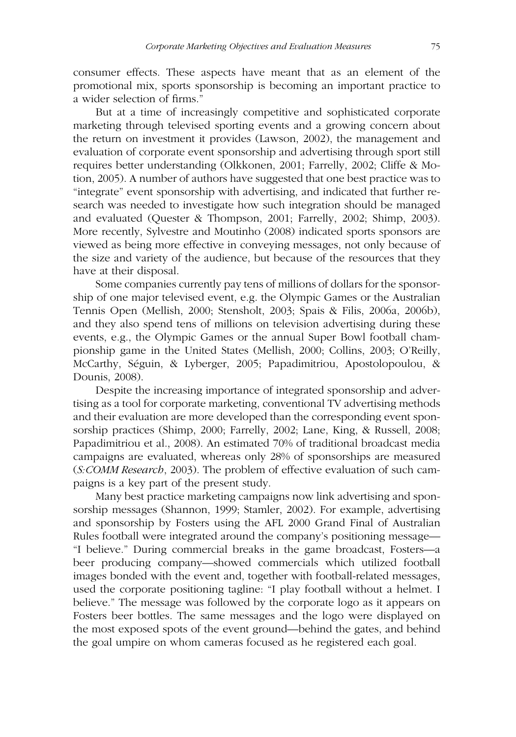consumer effects. These aspects have meant that as an element of the promotional mix, sports sponsorship is becoming an important practice to a wider selection of firms."

But at a time of increasingly competitive and sophisticated corporate marketing through televised sporting events and a growing concern about the return on investment it provides (Lawson, 2002), the management and evaluation of corporate event sponsorship and advertising through sport still requires better understanding (Olkkonen, 2001; Farrelly, 2002; Cliffe & Motion, 2005). A number of authors have suggested that one best practice was to "integrate" event sponsorship with advertising, and indicated that further research was needed to investigate how such integration should be managed and evaluated (Quester & Thompson, 2001; Farrelly, 2002; Shimp, 2003). More recently, Sylvestre and Moutinho (2008) indicated sports sponsors are viewed as being more effective in conveying messages, not only because of the size and variety of the audience, but because of the resources that they have at their disposal.

Some companies currently pay tens of millions of dollars for the sponsorship of one major televised event, e.g. the Olympic Games or the Australian Tennis Open (Mellish, 2000; Stensholt, 2003; Spais & Filis, 2006a, 2006b), and they also spend tens of millions on television advertising during these events, e.g., the Olympic Games or the annual Super Bowl football championship game in the United States (Mellish, 2000; Collins, 2003; O'Reilly, McCarthy, Séguin, & Lyberger, 2005; Papadimitriou, Apostolopoulou, & Dounis, 2008).

Despite the increasing importance of integrated sponsorship and advertising as a tool for corporate marketing, conventional TV advertising methods and their evaluation are more developed than the corresponding event sponsorship practices (Shimp, 2000; Farrelly, 2002; Lane, King, & Russell, 2008; Papadimitriou et al., 2008). An estimated 70% of traditional broadcast media campaigns are evaluated, whereas only 28% of sponsorships are measured (*S:COMM Research*, 2003). The problem of effective evaluation of such campaigns is a key part of the present study.

Many best practice marketing campaigns now link advertising and sponsorship messages (Shannon, 1999; Stamler, 2002). For example, advertising and sponsorship by Fosters using the AFL 2000 Grand Final of Australian Rules football were integrated around the company's positioning message— "I believe." During commercial breaks in the game broadcast, Fosters—a beer producing company—showed commercials which utilized football images bonded with the event and, together with football-related messages, used the corporate positioning tagline: "I play football without a helmet. I believe." The message was followed by the corporate logo as it appears on Fosters beer bottles. The same messages and the logo were displayed on the most exposed spots of the event ground—behind the gates, and behind the goal umpire on whom cameras focused as he registered each goal.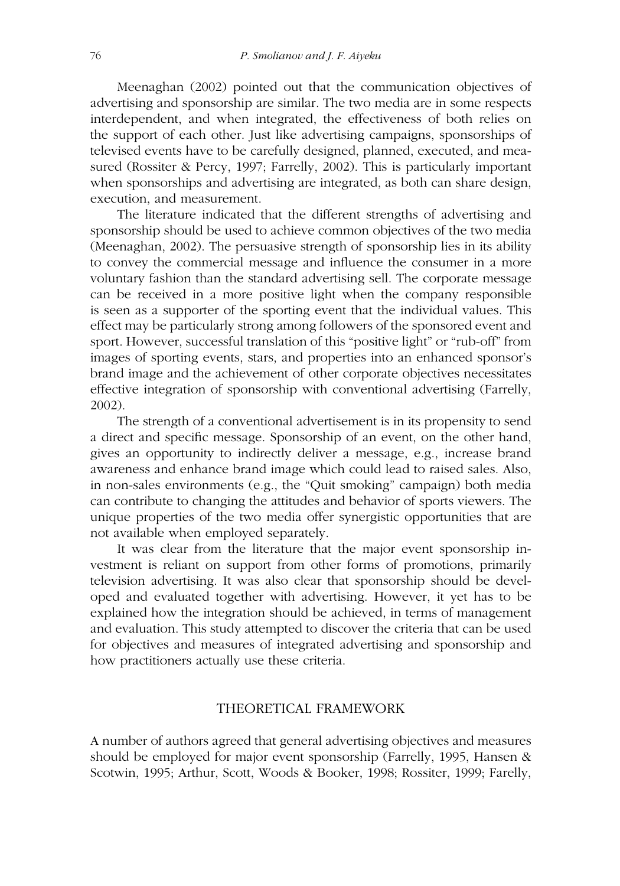Meenaghan (2002) pointed out that the communication objectives of advertising and sponsorship are similar. The two media are in some respects interdependent, and when integrated, the effectiveness of both relies on the support of each other. Just like advertising campaigns, sponsorships of televised events have to be carefully designed, planned, executed, and measured (Rossiter & Percy, 1997; Farrelly, 2002). This is particularly important when sponsorships and advertising are integrated, as both can share design, execution, and measurement.

The literature indicated that the different strengths of advertising and sponsorship should be used to achieve common objectives of the two media (Meenaghan, 2002). The persuasive strength of sponsorship lies in its ability to convey the commercial message and influence the consumer in a more voluntary fashion than the standard advertising sell. The corporate message can be received in a more positive light when the company responsible is seen as a supporter of the sporting event that the individual values. This effect may be particularly strong among followers of the sponsored event and sport. However, successful translation of this "positive light" or "rub-off" from images of sporting events, stars, and properties into an enhanced sponsor's brand image and the achievement of other corporate objectives necessitates effective integration of sponsorship with conventional advertising (Farrelly, 2002).

The strength of a conventional advertisement is in its propensity to send a direct and specific message. Sponsorship of an event, on the other hand, gives an opportunity to indirectly deliver a message, e.g., increase brand awareness and enhance brand image which could lead to raised sales. Also, in non-sales environments (e.g., the "Quit smoking" campaign) both media can contribute to changing the attitudes and behavior of sports viewers. The unique properties of the two media offer synergistic opportunities that are not available when employed separately.

It was clear from the literature that the major event sponsorship investment is reliant on support from other forms of promotions, primarily television advertising. It was also clear that sponsorship should be developed and evaluated together with advertising. However, it yet has to be explained how the integration should be achieved, in terms of management and evaluation. This study attempted to discover the criteria that can be used for objectives and measures of integrated advertising and sponsorship and how practitioners actually use these criteria.

## THEORETICAL FRAMEWORK

A number of authors agreed that general advertising objectives and measures should be employed for major event sponsorship (Farrelly, 1995, Hansen & Scotwin, 1995; Arthur, Scott, Woods & Booker, 1998; Rossiter, 1999; Farelly,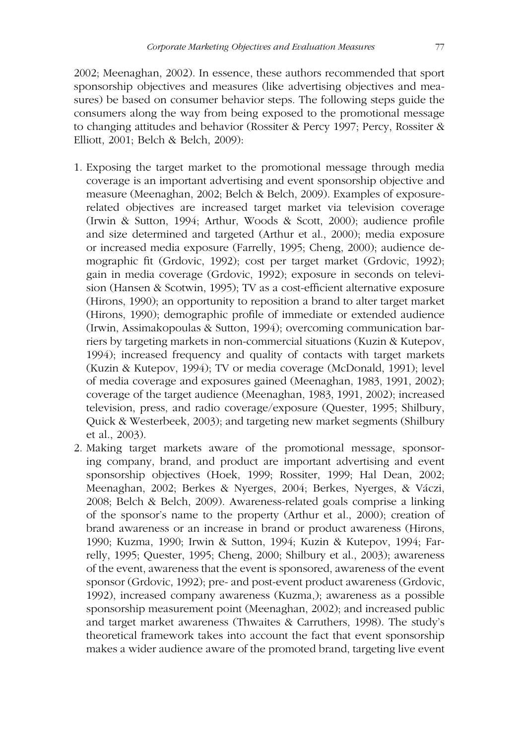2002; Meenaghan, 2002). In essence, these authors recommended that sport sponsorship objectives and measures (like advertising objectives and measures) be based on consumer behavior steps. The following steps guide the consumers along the way from being exposed to the promotional message to changing attitudes and behavior (Rossiter & Percy 1997; Percy, Rossiter & Elliott, 2001; Belch & Belch, 2009):

1. Exposing the target market to the promotional message through media coverage is an important advertising and event sponsorship objective and measure (Meenaghan, 2002; Belch & Belch, 2009). Examples of exposure-related objectives are increased target market via television coverage (Irwin & Sutton, 1994; Arthur, Woods & Scott, 2000); audience profile and size determined and targeted (Arthur et al., 2000); media exposure or increased media exposure (Farrelly, 1995; Cheng, 2000); audience demographic fit (Grdovic, 1992); cost per target market (Grdovic, 1992); gain in media coverage (Grdovic, 1992); exposure in seconds on television (Hansen & Scotwin, 1995); TV as a cost-efficient alternative exposure (Hirons, 1990); an opportunity to reposition a brand to alter target market (Hirons, 1990); demographic profile of immediate or extended audience (Irwin, Assimakopoulas & Sutton, 1994); overcoming communication barriers by targeting markets in non-commercial situations (Kuzin & Kutepov, 1994); increased frequency and quality of contacts with target markets (Kuzin & Kutepov, 1994); TV or media coverage (McDonald, 1991); level of media coverage and exposures gained (Meenaghan, 1983, 1991, 2002); coverage of the target audience (Meenaghan, 1983, 1991, 2002); increased television, press, and radio coverage/exposure (Quester, 1995; Shilbury, Quick & Westerbeek, 2003); and targeting new market segments (Shilbury et al., 2003).
2. Making target markets aware of the promotional message, sponsoring company, brand, and product are important advertising and event sponsorship objectives (Hoek, 1999; Rossiter, 1999; Hal Dean, 2002; Meenaghan, 2002; Berkes & Nyerges, 2004; Berkes, Nyerges, & Váczi, 2008; Belch & Belch, 2009). Awareness-related goals comprise a linking of the sponsor's name to the property (Arthur et al., 2000); creation of brand awareness or an increase in brand or product awareness (Hirons, 1990; Kuzma, 1990; Irwin & Sutton, 1994; Kuzin & Kutepov, 1994; Farrelly, 1995; Quester, 1995; Cheng, 2000; Shilbury et al., 2003); awareness of the event, awareness that the event is sponsored, awareness of the event sponsor (Grdovic, 1992); pre- and post-event product awareness (Grdovic, 1992), increased company awareness (Kuzma,); awareness as a possible sponsorship measurement point (Meenaghan, 2002); and increased public and target market awareness (Thwaites & Carruthers, 1998). The study's theoretical framework takes into account the fact that event sponsorship makes a wider audience aware of the promoted brand, targeting live event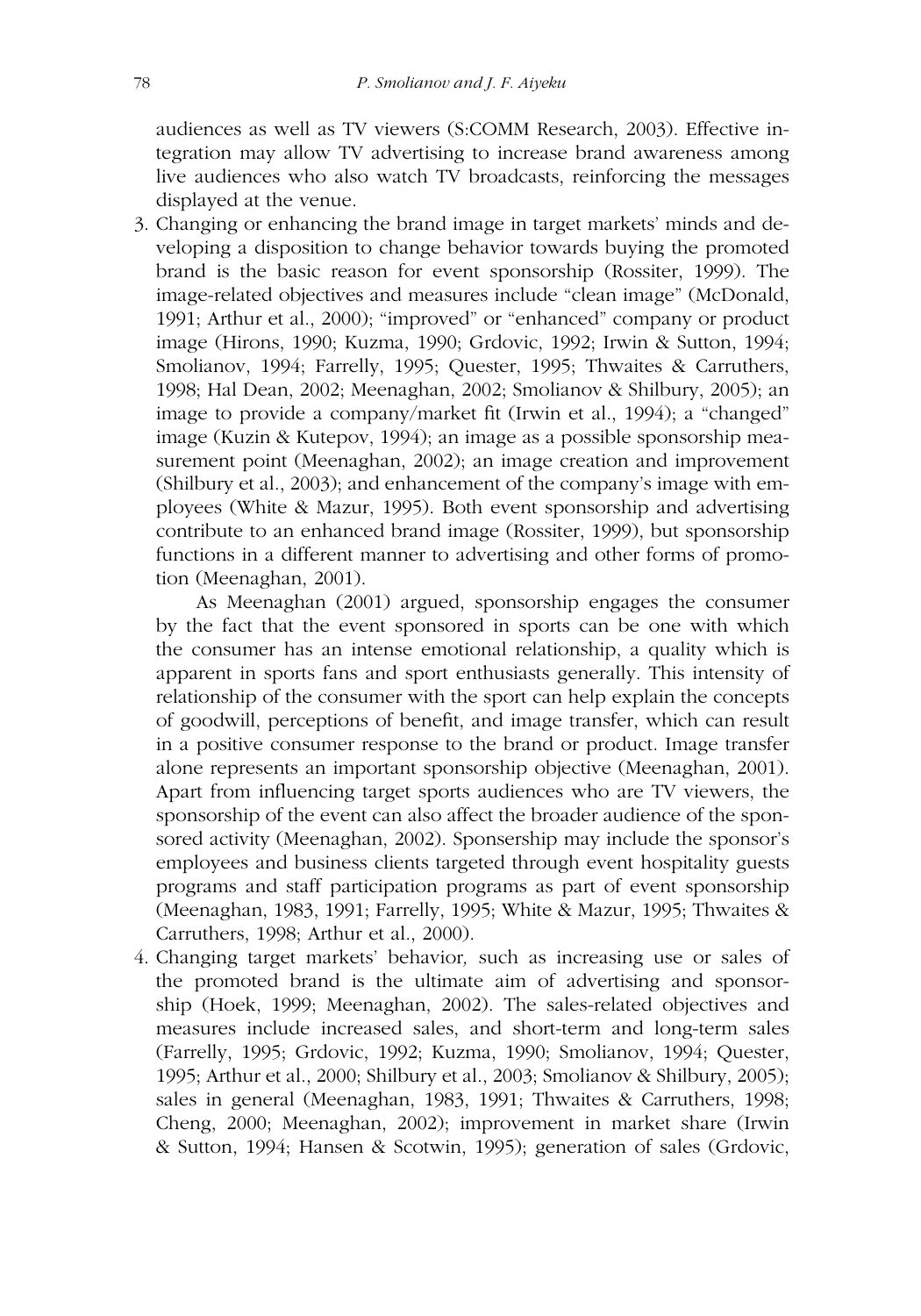audiences as well as TV viewers (S:COMM Research, 2003). Effective integration may allow TV advertising to increase brand awareness among live audiences who also watch TV broadcasts, reinforcing the messages displayed at the venue.

3. Changing or enhancing the brand image in target markets' minds and developing a disposition to change behavior towards buying the promoted brand is the basic reason for event sponsorship (Rossiter, 1999). The image-related objectives and measures include "clean image" (McDonald, 1991; Arthur et al., 2000); "improved" or "enhanced" company or product image (Hirons, 1990; Kuzma, 1990; Grdovic, 1992; Irwin & Sutton, 1994; Smolianov, 1994; Farrelly, 1995; Quester, 1995; Thwaites & Carruthers, 1998; Hal Dean, 2002; Meenaghan, 2002; Smolianov & Shilbury, 2005); an image to provide a company/market fit (Irwin et al., 1994); a "changed" image (Kuzin & Kutepov, 1994); an image as a possible sponsorship measurement point (Meenaghan, 2002); an image creation and improvement (Shilbury et al., 2003); and enhancement of the company's image with employees (White & Mazur, 1995). Both event sponsorship and advertising contribute to an enhanced brand image (Rossiter, 1999), but sponsorship functions in a different manner to advertising and other forms of promotion (Meenaghan, 2001).

   As Meenaghan (2001) argued, sponsorship engages the consumer by the fact that the event sponsored in sports can be one with which the consumer has an intense emotional relationship, a quality which is apparent in sports fans and sport enthusiasts generally. This intensity of relationship of the consumer with the sport can help explain the concepts of goodwill, perceptions of benefit, and image transfer, which can result in a positive consumer response to the brand or product. Image transfer alone represents an important sponsorship objective (Meenaghan, 2001). Apart from influencing target sports audiences who are TV viewers, the sponsorship of the event can also affect the broader audience of the sponsored activity (Meenaghan, 2002). Sponsership may include the sponsor's employees and business clients targeted through event hospitality guests programs and staff participation programs as part of event sponsorship (Meenaghan, 1983, 1991; Farrelly, 1995; White & Mazur, 1995; Thwaites & Carruthers, 1998; Arthur et al., 2000).

4. Changing target markets' behavior*,* such as increasing use or sales of the promoted brand is the ultimate aim of advertising and sponsorship (Hoek, 1999; Meenaghan, 2002). The sales-related objectives and measures include increased sales, and short-term and long-term sales (Farrelly, 1995; Grdovic, 1992; Kuzma, 1990; Smolianov, 1994; Quester, 1995; Arthur et al., 2000; Shilbury et al., 2003; Smolianov & Shilbury, 2005); sales in general (Meenaghan, 1983, 1991; Thwaites & Carruthers, 1998; Cheng, 2000; Meenaghan, 2002); improvement in market share (Irwin & Sutton, 1994; Hansen & Scotwin, 1995); generation of sales (Grdovic,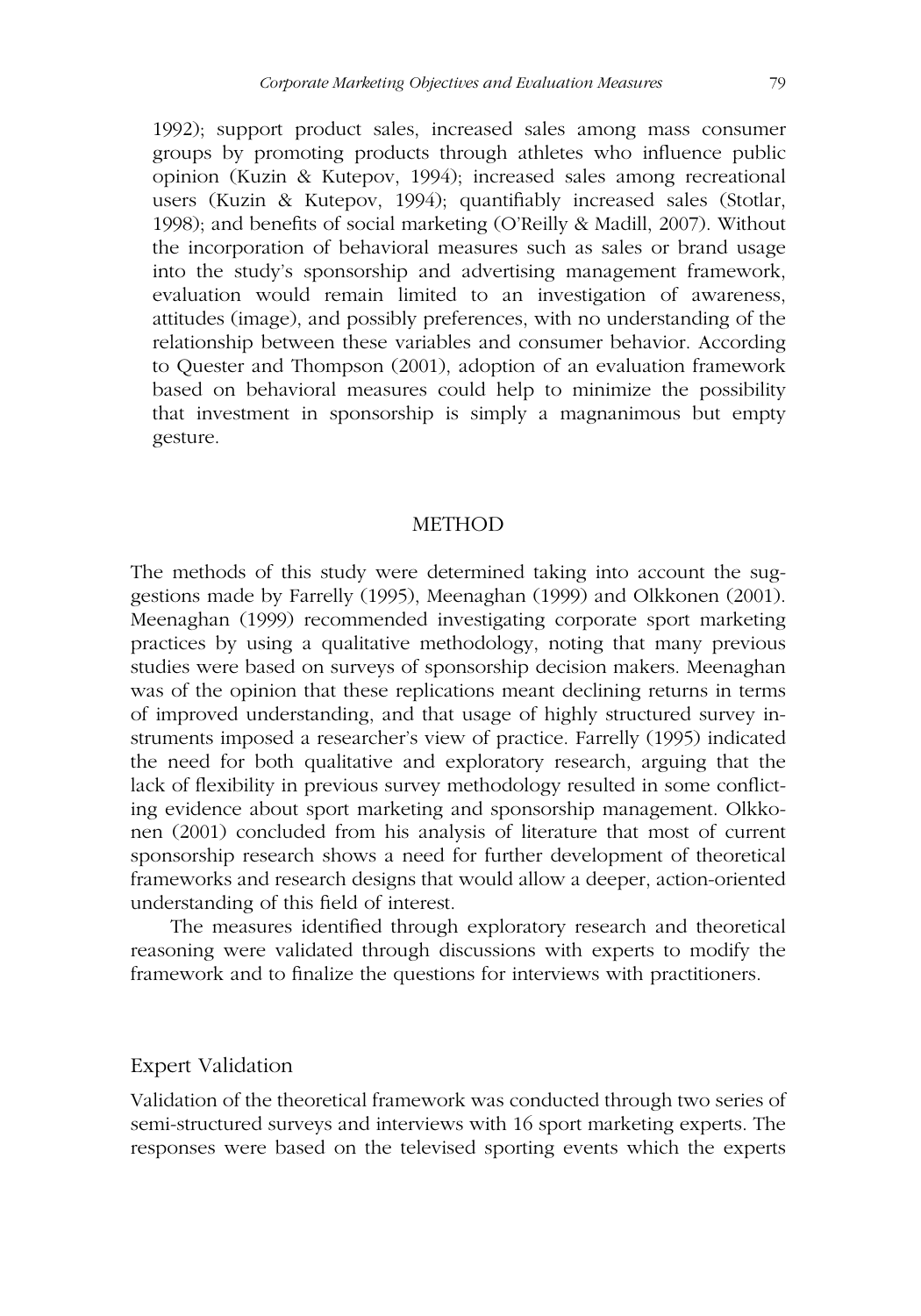1992); support product sales, increased sales among mass consumer groups by promoting products through athletes who influence public opinion (Kuzin & Kutepov, 1994); increased sales among recreational users (Kuzin & Kutepov, 1994); quantifiably increased sales (Stotlar, 1998); and benefits of social marketing (O'Reilly & Madill, 2007). Without the incorporation of behavioral measures such as sales or brand usage into the study's sponsorship and advertising management framework, evaluation would remain limited to an investigation of awareness, attitudes (image), and possibly preferences, with no understanding of the relationship between these variables and consumer behavior. According to Quester and Thompson (2001), adoption of an evaluation framework based on behavioral measures could help to minimize the possibility that investment in sponsorship is simply a magnanimous but empty gesture.

## METHOD

The methods of this study were determined taking into account the suggestions made by Farrelly (1995), Meenaghan (1999) and Olkkonen (2001). Meenaghan (1999) recommended investigating corporate sport marketing practices by using a qualitative methodology, noting that many previous studies were based on surveys of sponsorship decision makers. Meenaghan was of the opinion that these replications meant declining returns in terms of improved understanding, and that usage of highly structured survey instruments imposed a researcher's view of practice. Farrelly (1995) indicated the need for both qualitative and exploratory research, arguing that the lack of flexibility in previous survey methodology resulted in some conflicting evidence about sport marketing and sponsorship management. Olkkonen (2001) concluded from his analysis of literature that most of current sponsorship research shows a need for further development of theoretical frameworks and research designs that would allow a deeper, action-oriented understanding of this field of interest.

The measures identified through exploratory research and theoretical reasoning were validated through discussions with experts to modify the framework and to finalize the questions for interviews with practitioners.

### Expert Validation

Validation of the theoretical framework was conducted through two series of semi-structured surveys and interviews with 16 sport marketing experts. The responses were based on the televised sporting events which the experts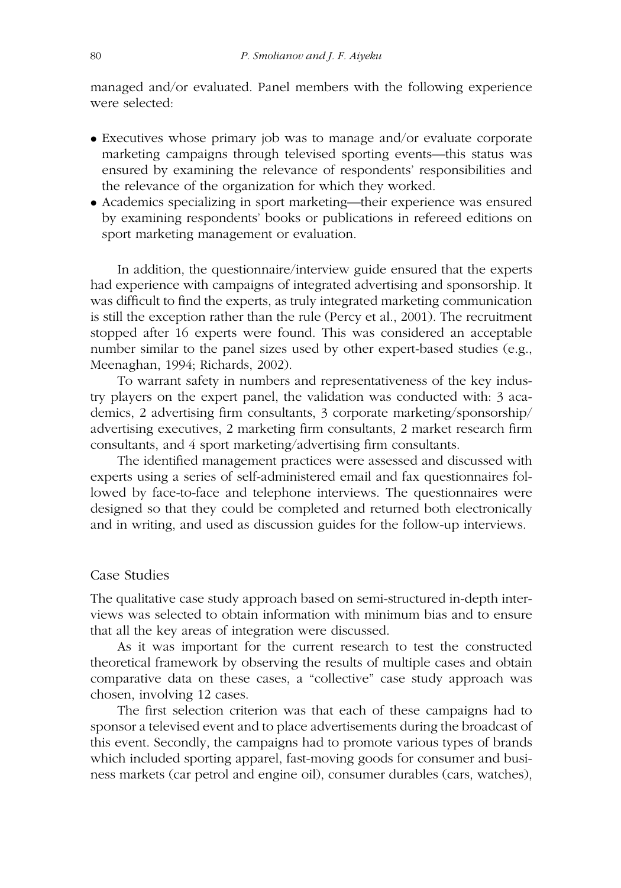managed and/or evaluated. Panel members with the following experience were selected:

- Executives whose primary job was to manage and/or evaluate corporate marketing campaigns through televised sporting events—this status was ensured by examining the relevance of respondents' responsibilities and the relevance of the organization for which they worked.
- Academics specializing in sport marketing—their experience was ensured by examining respondents' books or publications in refereed editions on sport marketing management or evaluation.

In addition, the questionnaire/interview guide ensured that the experts had experience with campaigns of integrated advertising and sponsorship. It was difficult to find the experts, as truly integrated marketing communication is still the exception rather than the rule (Percy et al., 2001). The recruitment stopped after 16 experts were found. This was considered an acceptable number similar to the panel sizes used by other expert-based studies (e.g., Meenaghan, 1994; Richards, 2002).

To warrant safety in numbers and representativeness of the key industry players on the expert panel, the validation was conducted with: 3 academics, 2 advertising firm consultants, 3 corporate marketing/sponsorship/advertising executives, 2 marketing firm consultants, 2 market research firm consultants, and 4 sport marketing/advertising firm consultants.

The identified management practices were assessed and discussed with experts using a series of self-administered email and fax questionnaires followed by face-to-face and telephone interviews. The questionnaires were designed so that they could be completed and returned both electronically and in writing, and used as discussion guides for the follow-up interviews.

## Case Studies

The qualitative case study approach based on semi-structured in-depth interviews was selected to obtain information with minimum bias and to ensure that all the key areas of integration were discussed.

As it was important for the current research to test the constructed theoretical framework by observing the results of multiple cases and obtain comparative data on these cases, a "collective" case study approach was chosen, involving 12 cases.

The first selection criterion was that each of these campaigns had to sponsor a televised event and to place advertisements during the broadcast of this event. Secondly, the campaigns had to promote various types of brands which included sporting apparel, fast-moving goods for consumer and business markets (car petrol and engine oil), consumer durables (cars, watches),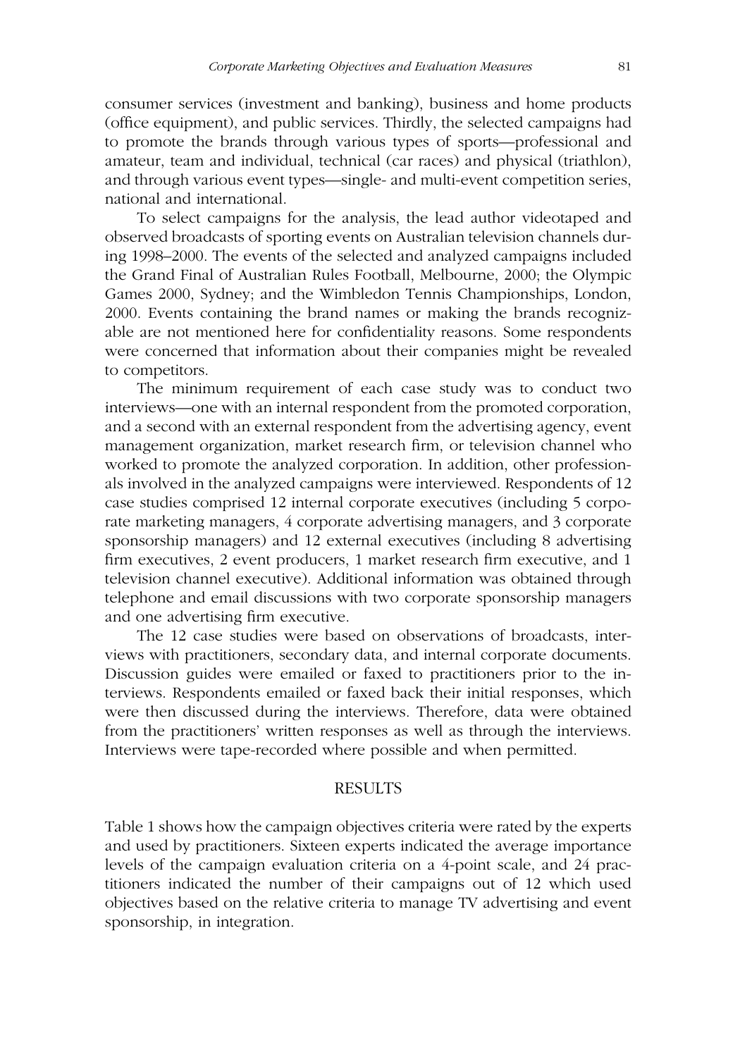consumer services (investment and banking), business and home products (office equipment), and public services. Thirdly, the selected campaigns had to promote the brands through various types of sports—professional and amateur, team and individual, technical (car races) and physical (triathlon), and through various event types—single- and multi-event competition series, national and international.

To select campaigns for the analysis, the lead author videotaped and observed broadcasts of sporting events on Australian television channels during 1998–2000. The events of the selected and analyzed campaigns included the Grand Final of Australian Rules Football, Melbourne, 2000; the Olympic Games 2000, Sydney; and the Wimbledon Tennis Championships, London, 2000. Events containing the brand names or making the brands recognizable are not mentioned here for confidentiality reasons. Some respondents were concerned that information about their companies might be revealed to competitors.

The minimum requirement of each case study was to conduct two interviews—one with an internal respondent from the promoted corporation, and a second with an external respondent from the advertising agency, event management organization, market research firm, or television channel who worked to promote the analyzed corporation. In addition, other professionals involved in the analyzed campaigns were interviewed. Respondents of 12 case studies comprised 12 internal corporate executives (including 5 corporate marketing managers, 4 corporate advertising managers, and 3 corporate sponsorship managers) and 12 external executives (including 8 advertising firm executives, 2 event producers, 1 market research firm executive, and 1 television channel executive). Additional information was obtained through telephone and email discussions with two corporate sponsorship managers and one advertising firm executive.

The 12 case studies were based on observations of broadcasts, interviews with practitioners, secondary data, and internal corporate documents. Discussion guides were emailed or faxed to practitioners prior to the interviews. Respondents emailed or faxed back their initial responses, which were then discussed during the interviews. Therefore, data were obtained from the practitioners' written responses as well as through the interviews. Interviews were tape-recorded where possible and when permitted.

## RESULTS

Table 1 shows how the campaign objectives criteria were rated by the experts and used by practitioners. Sixteen experts indicated the average importance levels of the campaign evaluation criteria on a 4-point scale, and 24 practitioners indicated the number of their campaigns out of 12 which used objectives based on the relative criteria to manage TV advertising and event sponsorship, in integration.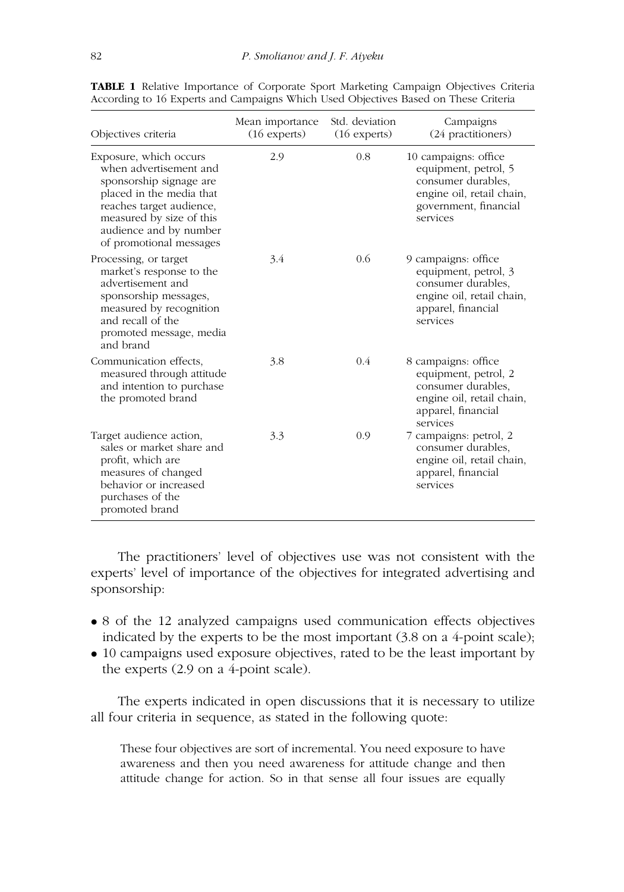**TABLE 1** Relative Importance of Corporate Sport Marketing Campaign Objectives Criteria According to 16 Experts and Campaigns Which Used Objectives Based on These Criteria

| Objectives criteria | Mean importance (16 experts) | Std. deviation (16 experts) | Campaigns (24 practitioners) |
|---|---|---|---|
| Exposure, which occurs when advertisement and sponsorship signage are placed in the media that reaches target audience, measured by size of this audience and by number of promotional messages | 2.9 | 0.8 | 10 campaigns: office equipment, petrol, 5 consumer durables, engine oil, retail chain, government, financial services |
| Processing, or target market's response to the advertisement and sponsorship messages, measured by recognition and recall of the promoted message, media and brand | 3.4 | 0.6 | 9 campaigns: office equipment, petrol, 3 consumer durables, engine oil, retail chain, apparel, financial services |
| Communication effects, measured through attitude and intention to purchase the promoted brand | 3.8 | 0.4 | 8 campaigns: office equipment, petrol, 2 consumer durables, engine oil, retail chain, apparel, financial services |
| Target audience action, sales or market share and profit, which are measures of changed behavior or increased purchases of the promoted brand | 3.3 | 0.9 | 7 campaigns: petrol, 2 consumer durables, engine oil, retail chain, apparel, financial services |

The practitioners' level of objectives use was not consistent with the experts' level of importance of the objectives for integrated advertising and sponsorship:

- 8 of the 12 analyzed campaigns used communication effects objectives indicated by the experts to be the most important (3.8 on a 4-point scale);
- 10 campaigns used exposure objectives, rated to be the least important by the experts (2.9 on a 4-point scale).

The experts indicated in open discussions that it is necessary to utilize all four criteria in sequence, as stated in the following quote:

> These four objectives are sort of incremental. You need exposure to have awareness and then you need awareness for attitude change and then attitude change for action. So in that sense all four issues are equally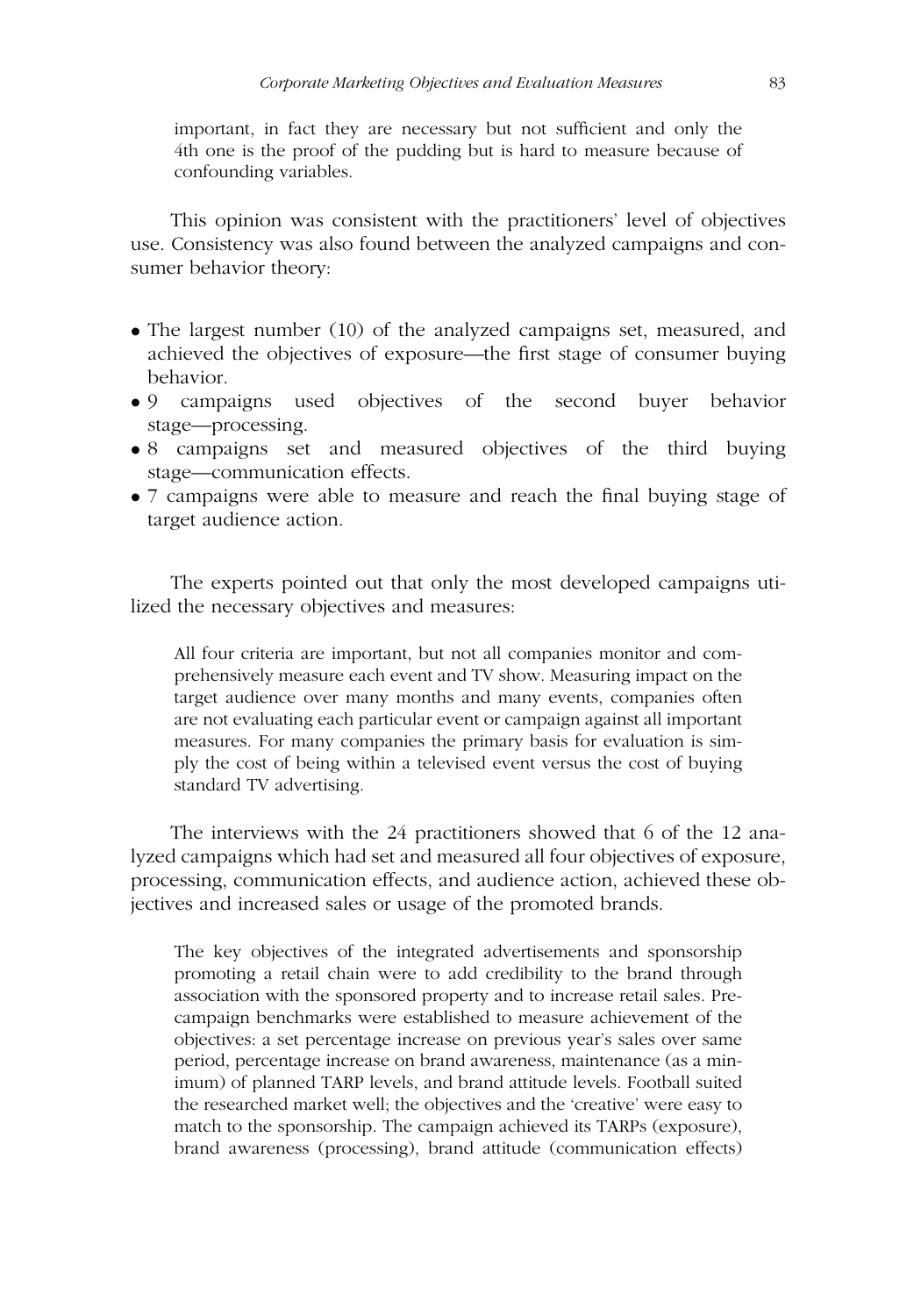> important, in fact they are necessary but not sufficient and only the 4th one is the proof of the pudding but is hard to measure because of confounding variables.

This opinion was consistent with the practitioners' level of objectives use. Consistency was also found between the analyzed campaigns and consumer behavior theory:

- The largest number (10) of the analyzed campaigns set, measured, and achieved the objectives of exposure—the first stage of consumer buying behavior.
- 9 campaigns used objectives of the second buyer behavior stage—processing.
- 8 campaigns set and measured objectives of the third buying stage—communication effects.
- 7 campaigns were able to measure and reach the final buying stage of target audience action.

The experts pointed out that only the most developed campaigns utilized the necessary objectives and measures:

> All four criteria are important, but not all companies monitor and comprehensively measure each event and TV show. Measuring impact on the target audience over many months and many events, companies often are not evaluating each particular event or campaign against all important measures. For many companies the primary basis for evaluation is simply the cost of being within a televised event versus the cost of buying standard TV advertising.

The interviews with the 24 practitioners showed that 6 of the 12 analyzed campaigns which had set and measured all four objectives of exposure, processing, communication effects, and audience action, achieved these objectives and increased sales or usage of the promoted brands.

> The key objectives of the integrated advertisements and sponsorship promoting a retail chain were to add credibility to the brand through association with the sponsored property and to increase retail sales. Pre-campaign benchmarks were established to measure achievement of the objectives: a set percentage increase on previous year's sales over same period, percentage increase on brand awareness, maintenance (as a minimum) of planned TARP levels, and brand attitude levels. Football suited the researched market well; the objectives and the 'creative' were easy to match to the sponsorship. The campaign achieved its TARPs (exposure), brand awareness (processing), brand attitude (communication effects)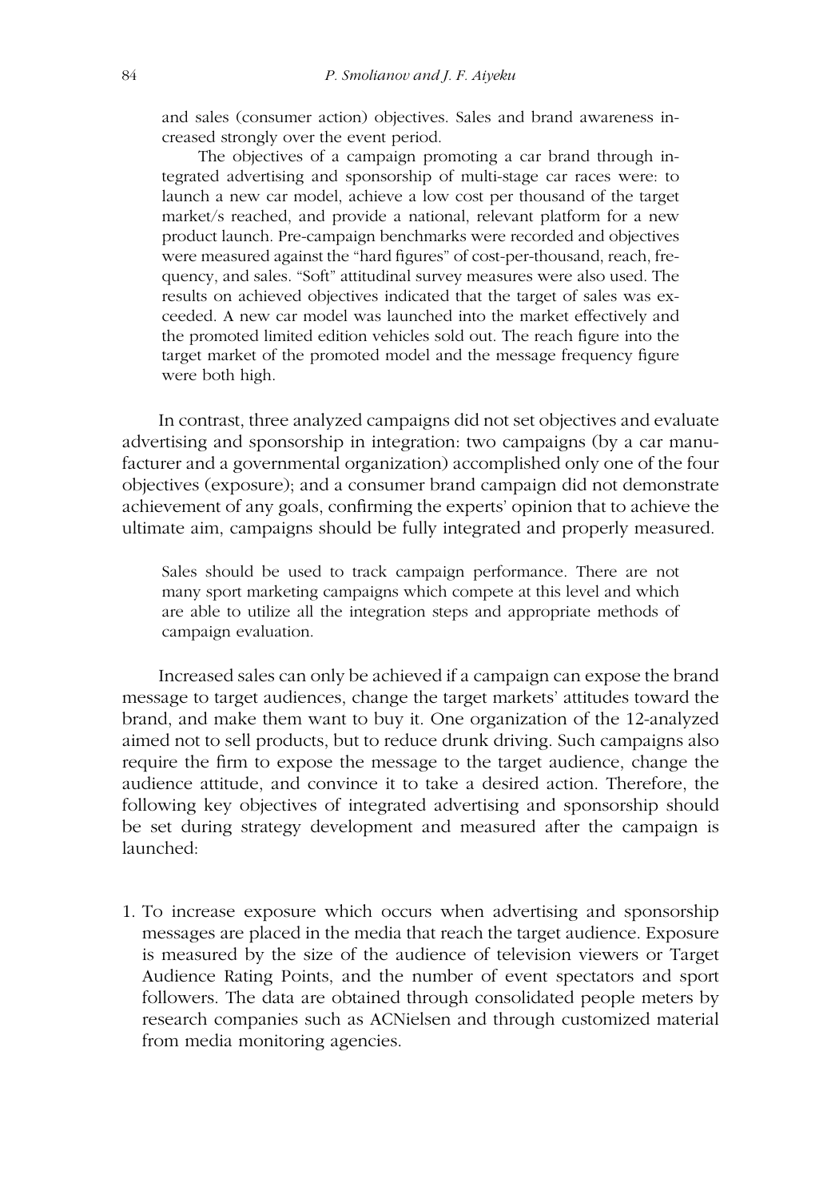> and sales (consumer action) objectives. Sales and brand awareness increased strongly over the event period.
>
> The objectives of a campaign promoting a car brand through integrated advertising and sponsorship of multi-stage car races were: to launch a new car model, achieve a low cost per thousand of the target market/s reached, and provide a national, relevant platform for a new product launch. Pre-campaign benchmarks were recorded and objectives were measured against the "hard figures" of cost-per-thousand, reach, frequency, and sales. "Soft" attitudinal survey measures were also used. The results on achieved objectives indicated that the target of sales was exceeded. A new car model was launched into the market effectively and the promoted limited edition vehicles sold out. The reach figure into the target market of the promoted model and the message frequency figure were both high.

In contrast, three analyzed campaigns did not set objectives and evaluate advertising and sponsorship in integration: two campaigns (by a car manufacturer and a governmental organization) accomplished only one of the four objectives (exposure); and a consumer brand campaign did not demonstrate achievement of any goals, confirming the experts' opinion that to achieve the ultimate aim, campaigns should be fully integrated and properly measured.

> Sales should be used to track campaign performance. There are not many sport marketing campaigns which compete at this level and which are able to utilize all the integration steps and appropriate methods of campaign evaluation.

Increased sales can only be achieved if a campaign can expose the brand message to target audiences, change the target markets' attitudes toward the brand, and make them want to buy it. One organization of the 12-analyzed aimed not to sell products, but to reduce drunk driving. Such campaigns also require the firm to expose the message to the target audience, change the audience attitude, and convince it to take a desired action. Therefore, the following key objectives of integrated advertising and sponsorship should be set during strategy development and measured after the campaign is launched:

1. To increase exposure which occurs when advertising and sponsorship messages are placed in the media that reach the target audience. Exposure is measured by the size of the audience of television viewers or Target Audience Rating Points, and the number of event spectators and sport followers. The data are obtained through consolidated people meters by research companies such as ACNielsen and through customized material from media monitoring agencies.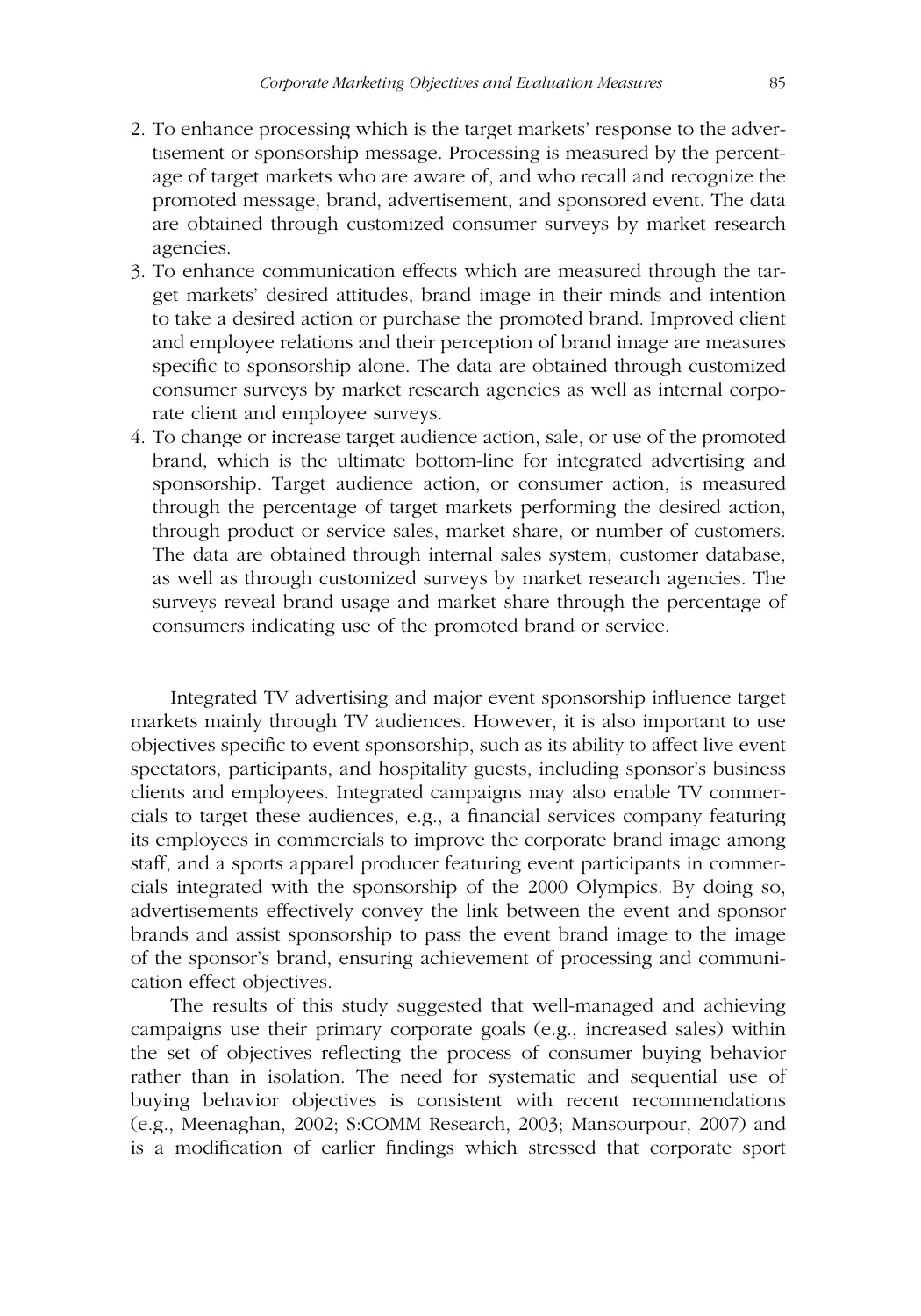2. To enhance processing which is the target markets' response to the advertisement or sponsorship message. Processing is measured by the percentage of target markets who are aware of, and who recall and recognize the promoted message, brand, advertisement, and sponsored event. The data are obtained through customized consumer surveys by market research agencies.
3. To enhance communication effects which are measured through the target markets' desired attitudes, brand image in their minds and intention to take a desired action or purchase the promoted brand. Improved client and employee relations and their perception of brand image are measures specific to sponsorship alone. The data are obtained through customized consumer surveys by market research agencies as well as internal corporate client and employee surveys.
4. To change or increase target audience action, sale, or use of the promoted brand, which is the ultimate bottom-line for integrated advertising and sponsorship. Target audience action, or consumer action, is measured through the percentage of target markets performing the desired action, through product or service sales, market share, or number of customers. The data are obtained through internal sales system, customer database, as well as through customized surveys by market research agencies. The surveys reveal brand usage and market share through the percentage of consumers indicating use of the promoted brand or service.

Integrated TV advertising and major event sponsorship influence target markets mainly through TV audiences. However, it is also important to use objectives specific to event sponsorship, such as its ability to affect live event spectators, participants, and hospitality guests, including sponsor's business clients and employees. Integrated campaigns may also enable TV commercials to target these audiences, e.g., a financial services company featuring its employees in commercials to improve the corporate brand image among staff, and a sports apparel producer featuring event participants in commercials integrated with the sponsorship of the 2000 Olympics. By doing so, advertisements effectively convey the link between the event and sponsor brands and assist sponsorship to pass the event brand image to the image of the sponsor's brand, ensuring achievement of processing and communication effect objectives.

The results of this study suggested that well-managed and achieving campaigns use their primary corporate goals (e.g., increased sales) within the set of objectives reflecting the process of consumer buying behavior rather than in isolation. The need for systematic and sequential use of buying behavior objectives is consistent with recent recommendations (e.g., Meenaghan, 2002; S:COMM Research, 2003; Mansourpour, 2007) and is a modification of earlier findings which stressed that corporate sport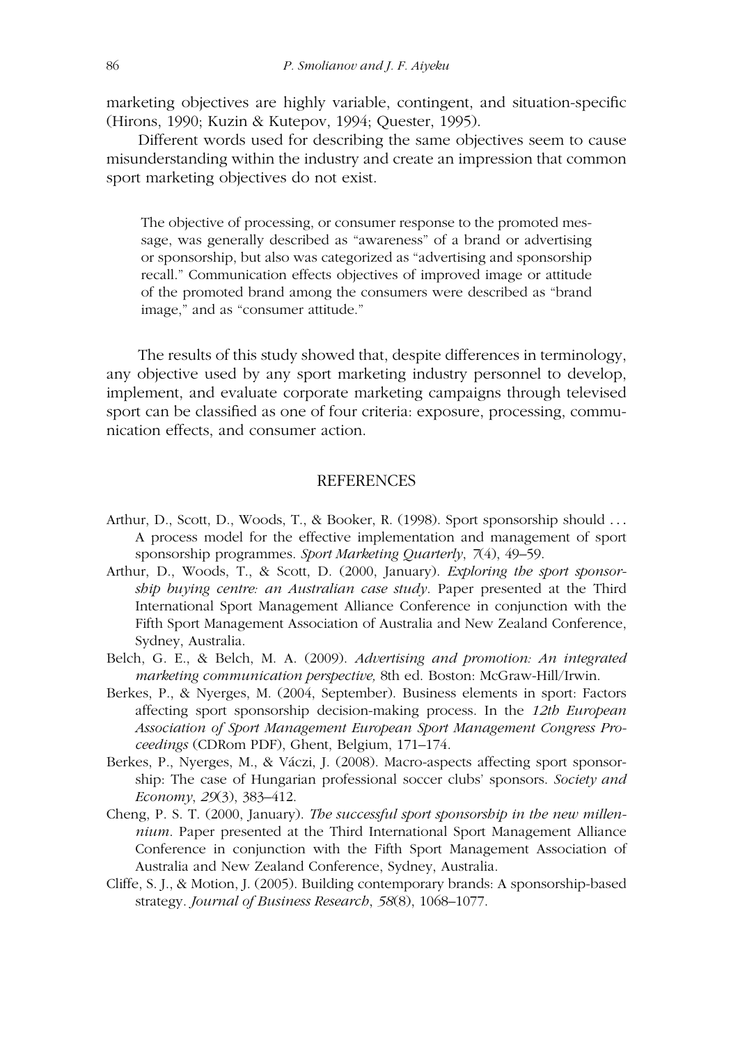marketing objectives are highly variable, contingent, and situation-specific (Hirons, 1990; Kuzin & Kutepov, 1994; Quester, 1995).

Different words used for describing the same objectives seem to cause misunderstanding within the industry and create an impression that common sport marketing objectives do not exist.

> The objective of processing, or consumer response to the promoted message, was generally described as "awareness" of a brand or advertising or sponsorship, but also was categorized as "advertising and sponsorship recall." Communication effects objectives of improved image or attitude of the promoted brand among the consumers were described as "brand image," and as "consumer attitude."

The results of this study showed that, despite differences in terminology, any objective used by any sport marketing industry personnel to develop, implement, and evaluate corporate marketing campaigns through televised sport can be classified as one of four criteria: exposure, processing, communication effects, and consumer action.

## REFERENCES

Arthur, D., Scott, D., Woods, T., & Booker, R. (1998). Sport sponsorship should … A process model for the effective implementation and management of sport sponsorship programmes. *Sport Marketing Quarterly*, *7*(4), 49–59.

Arthur, D., Woods, T., & Scott, D. (2000, January). *Exploring the sport sponsorship buying centre: an Australian case study*. Paper presented at the Third International Sport Management Alliance Conference in conjunction with the Fifth Sport Management Association of Australia and New Zealand Conference, Sydney, Australia.

Belch, G. E., & Belch, M. A. (2009). *Advertising and promotion: An integrated marketing communication perspective,* 8th ed. Boston: McGraw-Hill/Irwin.

Berkes, P., & Nyerges, M. (2004, September). Business elements in sport: Factors affecting sport sponsorship decision-making process. In the *12th European Association of Sport Management European Sport Management Congress Proceedings* (CDRom PDF), Ghent, Belgium, 171–174.

Berkes, P., Nyerges, M., & Váczi, J. (2008). Macro-aspects affecting sport sponsorship: The case of Hungarian professional soccer clubs' sponsors. *Society and Economy*, *29*(3), 383–412.

Cheng, P. S. T. (2000, January). *The successful sport sponsorship in the new millennium*. Paper presented at the Third International Sport Management Alliance Conference in conjunction with the Fifth Sport Management Association of Australia and New Zealand Conference, Sydney, Australia.

Cliffe, S. J., & Motion, J. (2005). Building contemporary brands: A sponsorship-based strategy. *Journal of Business Research*, *58*(8), 1068–1077.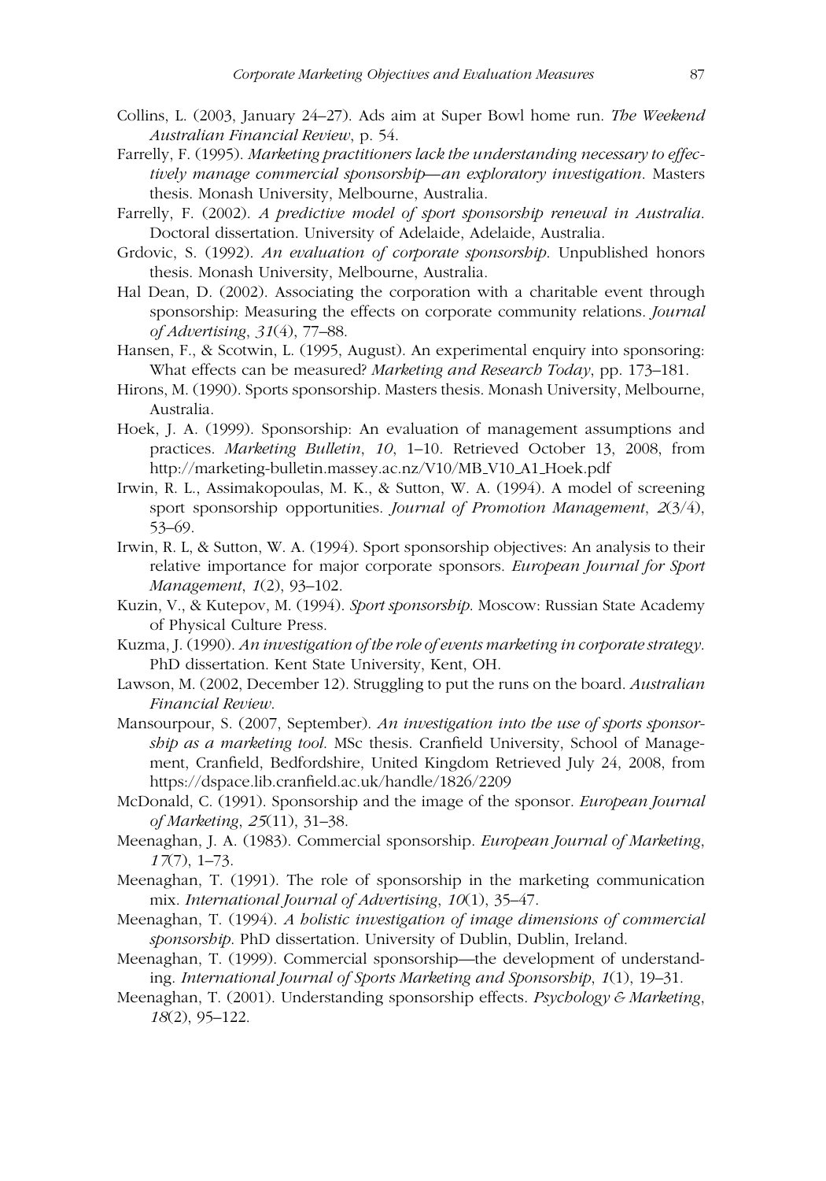Collins, L. (2003, January 24–27). Ads aim at Super Bowl home run. *The Weekend Australian Financial Review*, p. 54.

Farrelly, F. (1995). *Marketing practitioners lack the understanding necessary to effectively manage commercial sponsorship—an exploratory investigation*. Masters thesis. Monash University, Melbourne, Australia.

Farrelly, F. (2002). *A predictive model of sport sponsorship renewal in Australia*. Doctoral dissertation. University of Adelaide, Adelaide, Australia.

Grdovic, S. (1992). *An evaluation of corporate sponsorship*. Unpublished honors thesis. Monash University, Melbourne, Australia.

Hal Dean, D. (2002). Associating the corporation with a charitable event through sponsorship: Measuring the effects on corporate community relations. *Journal of Advertising*, *31*(4), 77–88.

Hansen, F., & Scotwin, L. (1995, August). An experimental enquiry into sponsoring: What effects can be measured? *Marketing and Research Today*, pp. 173–181.

Hirons, M. (1990). Sports sponsorship. Masters thesis. Monash University, Melbourne, Australia.

Hoek, J. A. (1999). Sponsorship: An evaluation of management assumptions and practices. *Marketing Bulletin*, *10*, 1–10. Retrieved October 13, 2008, from http://marketing-bulletin.massey.ac.nz/V10/MB_V10_A1_Hoek.pdf

Irwin, R. L., Assimakopoulas, M. K., & Sutton, W. A. (1994). A model of screening sport sponsorship opportunities. *Journal of Promotion Management*, *2*(3/4), 53–69.

Irwin, R. L, & Sutton, W. A. (1994). Sport sponsorship objectives: An analysis to their relative importance for major corporate sponsors. *European Journal for Sport Management*, *1*(2), 93–102.

Kuzin, V., & Kutepov, M. (1994). *Sport sponsorship*. Moscow: Russian State Academy of Physical Culture Press.

Kuzma, J. (1990). *An investigation of the role of events marketing in corporate strategy*. PhD dissertation. Kent State University, Kent, OH.

Lawson, M. (2002, December 12). Struggling to put the runs on the board. *Australian Financial Review*.

Mansourpour, S. (2007, September). *An investigation into the use of sports sponsorship as a marketing tool*. MSc thesis. Cranfield University, School of Management, Cranfield, Bedfordshire, United Kingdom Retrieved July 24, 2008, from https://dspace.lib.cranfield.ac.uk/handle/1826/2209

McDonald, C. (1991). Sponsorship and the image of the sponsor. *European Journal of Marketing*, *25*(11), 31–38.

Meenaghan, J. A. (1983). Commercial sponsorship. *European Journal of Marketing*, *17*(7), 1–73.

Meenaghan, T. (1991). The role of sponsorship in the marketing communication mix. *International Journal of Advertising*, *10*(1), 35–47.

Meenaghan, T. (1994). *A holistic investigation of image dimensions of commercial sponsorship*. PhD dissertation. University of Dublin, Dublin, Ireland.

Meenaghan, T. (1999). Commercial sponsorship—the development of understanding. *International Journal of Sports Marketing and Sponsorship*, *1*(1), 19–31.

Meenaghan, T. (2001). Understanding sponsorship effects. *Psychology & Marketing*, *18*(2), 95–122.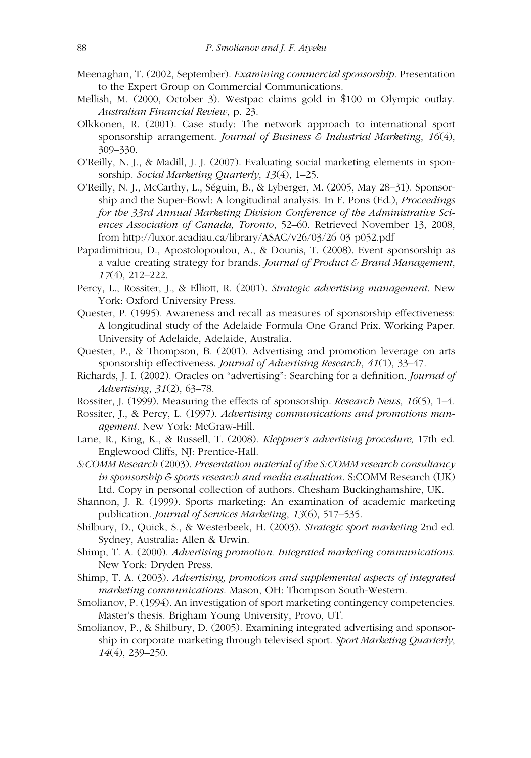Meenaghan, T. (2002, September). *Examining commercial sponsorship*. Presentation to the Expert Group on Commercial Communications.

Mellish, M. (2000, October 3). Westpac claims gold in $100 m Olympic outlay. *Australian Financial Review*, p. 23.

Olkkonen, R. (2001). Case study: The network approach to international sport sponsorship arrangement. *Journal of Business & Industrial Marketing*, *16*(4), 309–330.

O'Reilly, N. J., & Madill, J. J. (2007). Evaluating social marketing elements in sponsorship. *Social Marketing Quarterly*, *13*(4), 1–25.

O'Reilly, N. J., McCarthy, L., Séguin, B., & Lyberger, M. (2005, May 28–31). Sponsorship and the Super-Bowl: A longitudinal analysis. In F. Pons (Ed.), *Proceedings for the 33rd Annual Marketing Division Conference of the Administrative Sciences Association of Canada, Toronto*, 52–60. Retrieved November 13, 2008, from http://luxor.acadiau.ca/library/ASAC/v26/03/26_03_p052.pdf

Papadimitriou, D., Apostolopoulou, A., & Dounis, T. (2008). Event sponsorship as a value creating strategy for brands. *Journal of Product & Brand Management*, *17*(4), 212–222.

Percy, L., Rossiter, J., & Elliott, R. (2001). *Strategic advertising management*. New York: Oxford University Press.

Quester, P. (1995). Awareness and recall as measures of sponsorship effectiveness: A longitudinal study of the Adelaide Formula One Grand Prix. Working Paper. University of Adelaide, Adelaide, Australia.

Quester, P., & Thompson, B. (2001). Advertising and promotion leverage on arts sponsorship effectiveness. *Journal of Advertising Research*, *41*(1), 33–47.

Richards, J. I. (2002). Oracles on "advertising": Searching for a definition. *Journal of Advertising*, *31*(2), 63–78.

Rossiter, J. (1999). Measuring the effects of sponsorship. *Research News*, *16*(5), 1–4.

Rossiter, J., & Percy, L. (1997). *Advertising communications and promotions management*. New York: McGraw-Hill.

Lane, R., King, K., & Russell, T. (2008). *Kleppner's advertising procedure,* 17th ed. Englewood Cliffs, NJ: Prentice-Hall.

*S:COMM Research* (2003). *Presentation material of the S:COMM research consultancy in sponsorship & sports research and media evaluation*. S:COMM Research (UK) Ltd. Copy in personal collection of authors. Chesham Buckinghamshire, UK.

Shannon, J. R. (1999). Sports marketing: An examination of academic marketing publication. *Journal of Services Marketing*, *13*(6), 517–535.

Shilbury, D., Quick, S., & Westerbeek, H. (2003). *Strategic sport marketing* 2nd ed. Sydney, Australia: Allen & Urwin.

Shimp, T. A. (2000). *Advertising promotion. Integrated marketing communications*. New York: Dryden Press.

Shimp, T. A. (2003). *Advertising, promotion and supplemental aspects of integrated marketing communications*. Mason, OH: Thompson South-Western.

Smolianov, P. (1994). An investigation of sport marketing contingency competencies. Master's thesis. Brigham Young University, Provo, UT.

Smolianov, P., & Shilbury, D. (2005). Examining integrated advertising and sponsorship in corporate marketing through televised sport. *Sport Marketing Quarterly*, *14*(4), 239–250.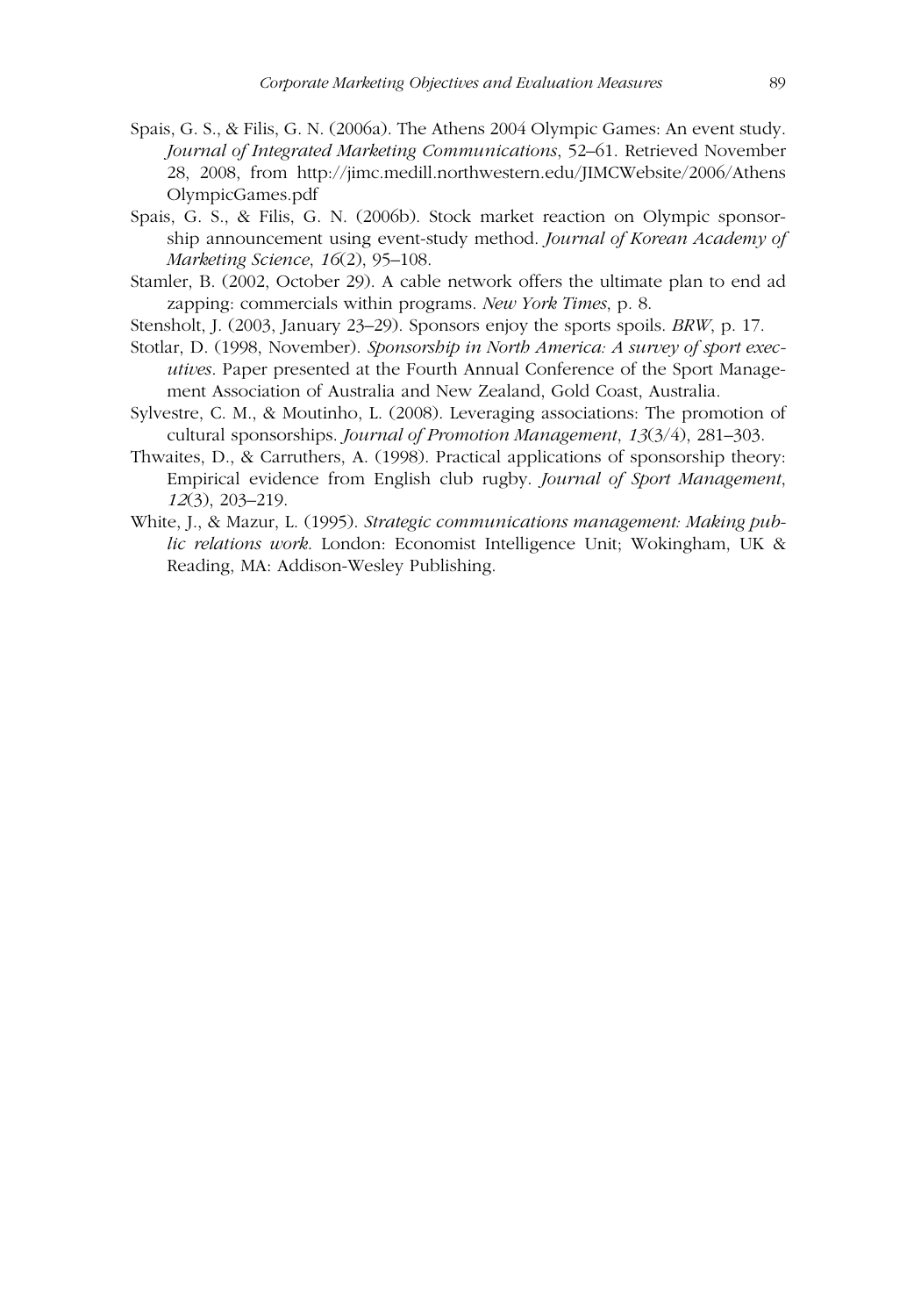Spais, G. S., & Filis, G. N. (2006a). The Athens 2004 Olympic Games: An event study. *Journal of Integrated Marketing Communications*, 52–61. Retrieved November 28, 2008, from http://jimc.medill.northwestern.edu/JIMCWebsite/2006/AthensOlympicGames.pdf

Spais, G. S., & Filis, G. N. (2006b). Stock market reaction on Olympic sponsorship announcement using event-study method. *Journal of Korean Academy of Marketing Science*, *16*(2), 95–108.

Stamler, B. (2002, October 29). A cable network offers the ultimate plan to end ad zapping: commercials within programs. *New York Times*, p. 8.

Stensholt, J. (2003, January 23–29). Sponsors enjoy the sports spoils. *BRW*, p. 17.

Stotlar, D. (1998, November). *Sponsorship in North America: A survey of sport executives*. Paper presented at the Fourth Annual Conference of the Sport Management Association of Australia and New Zealand, Gold Coast, Australia.

Sylvestre, C. M., & Moutinho, L. (2008). Leveraging associations: The promotion of cultural sponsorships. *Journal of Promotion Management*, *13*(3/4), 281–303.

Thwaites, D., & Carruthers, A. (1998). Practical applications of sponsorship theory: Empirical evidence from English club rugby. *Journal of Sport Management*, *12*(3), 203–219.

White, J., & Mazur, L. (1995). *Strategic communications management: Making public relations work*. London: Economist Intelligence Unit; Wokingham, UK & Reading, MA: Addison-Wesley Publishing.